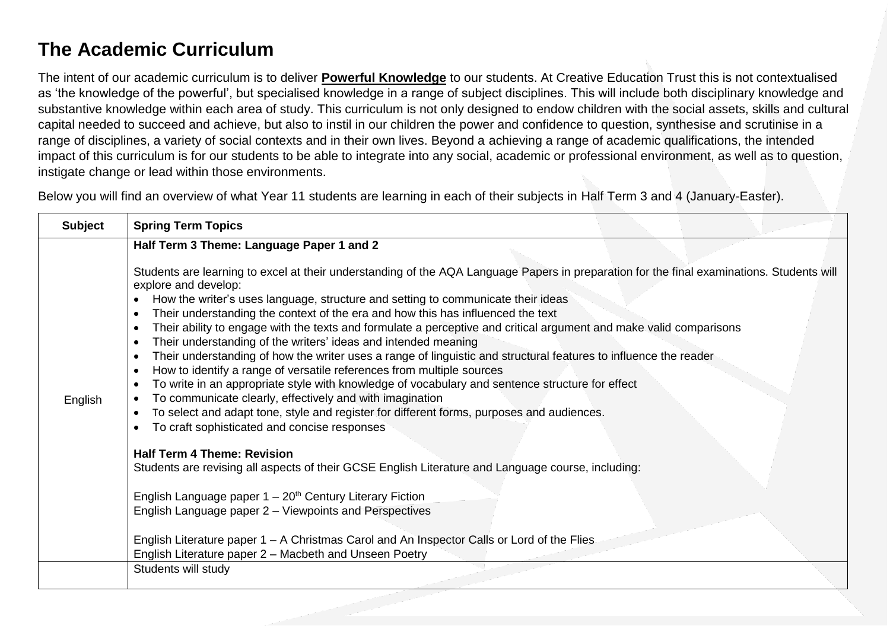# The Academic Curriculum

The intent of our academic curriculum is to deliver **Powerful Knowledge** to our students. At Creative Education Trust this is not contextualised as 'the knowledge of the powerful', but specialised knowledge in a range of subject disciplines. This will include both disciplinary knowledge and substantive knowledge within each area of study. This curriculum is not only designed to endow children with the social assets, skills and cultural capital needed to succeed and achieve, but also to instil in our children the power and confidence to question, synthesise and scrutinise in a range of disciplines, a variety of social contexts and in their own lives. Beyond a achieving a range of academic qualifications, the intended impact of this curriculum is for our students to be able to integrate into any social, academic or professional environment, as well as to question, instigate change or lead within those environments.

Below you will find an overview of what Year 11 students are learning in each of their subjects in Half Term 3 and 4 (January-Easter).

| Subject | Spring Term Topics |
|---|---|
| English | **Half Term 3 Theme: Language Paper 1 and 2**<br><br>Students are learning to excel at their understanding of the AQA Language Papers in preparation for the final examinations. Students will explore and develop:<br>• How the writer's uses language, structure and setting to communicate their ideas<br>• Their understanding the context of the era and how this has influenced the text<br>• Their ability to engage with the texts and formulate a perceptive and critical argument and make valid comparisons<br>• Their understanding of the writers' ideas and intended meaning<br>• Their understanding of how the writer uses a range of linguistic and structural features to influence the reader<br>• How to identify a range of versatile references from multiple sources<br>• To write in an appropriate style with knowledge of vocabulary and sentence structure for effect<br>• To communicate clearly, effectively and with imagination<br>• To select and adapt tone, style and register for different forms, purposes and audiences.<br>• To craft sophisticated and concise responses<br><br>**Half Term 4 Theme: Revision**<br>Students are revising all aspects of their GCSE English Literature and Language course, including:<br><br>English Language paper 1 – 20th Century Literary Fiction<br>English Language paper 2 – Viewpoints and Perspectives<br><br>English Literature paper 1 – A Christmas Carol and An Inspector Calls or Lord of the Flies<br>English Literature paper 2 – Macbeth and Unseen Poetry |
| | Students will study |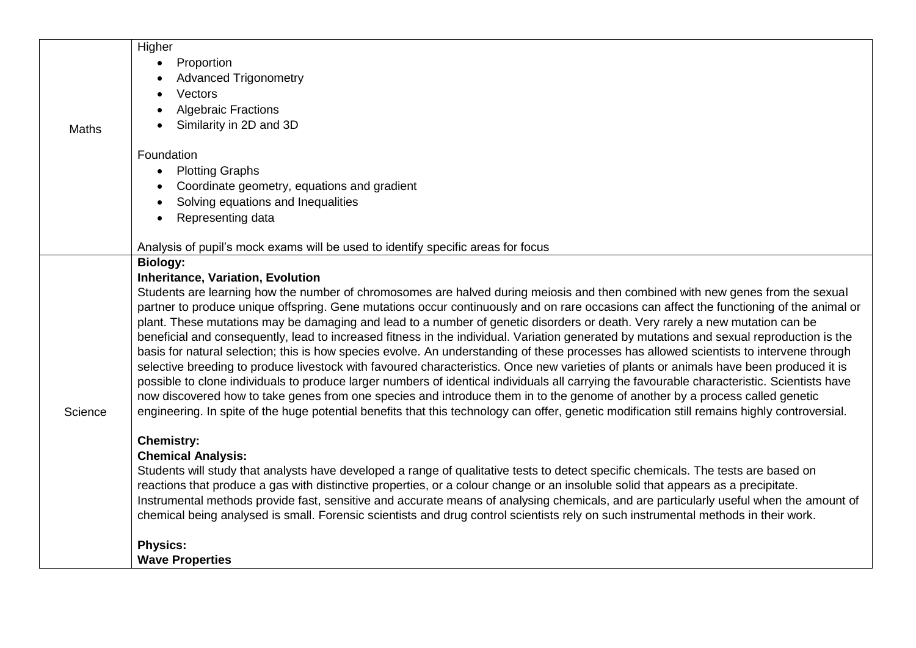| | |
|---|---|
| Maths | Higher<br>• Proportion<br>• Advanced Trigonometry<br>• Vectors<br>• Algebraic Fractions<br>• Similarity in 2D and 3D<br><br>Foundation<br>• Plotting Graphs<br>• Coordinate geometry, equations and gradient<br>• Solving equations and Inequalities<br>• Representing data<br><br>Analysis of pupil's mock exams will be used to identify specific areas for focus |
| Science | **Biology:**<br>**Inheritance, Variation, Evolution**<br>Students are learning how the number of chromosomes are halved during meiosis and then combined with new genes from the sexual partner to produce unique offspring. Gene mutations occur continuously and on rare occasions can affect the functioning of the animal or plant. These mutations may be damaging and lead to a number of genetic disorders or death. Very rarely a new mutation can be beneficial and consequently, lead to increased fitness in the individual. Variation generated by mutations and sexual reproduction is the basis for natural selection; this is how species evolve. An understanding of these processes has allowed scientists to intervene through selective breeding to produce livestock with favoured characteristics. Once new varieties of plants or animals have been produced it is possible to clone individuals to produce larger numbers of identical individuals all carrying the favourable characteristic. Scientists have now discovered how to take genes from one species and introduce them in to the genome of another by a process called genetic engineering. In spite of the huge potential benefits that this technology can offer, genetic modification still remains highly controversial.<br><br>**Chemistry:**<br>**Chemical Analysis:**<br>Students will study that analysts have developed a range of qualitative tests to detect specific chemicals. The tests are based on reactions that produce a gas with distinctive properties, or a colour change or an insoluble solid that appears as a precipitate. Instrumental methods provide fast, sensitive and accurate means of analysing chemicals, and are particularly useful when the amount of chemical being analysed is small. Forensic scientists and drug control scientists rely on such instrumental methods in their work.<br><br>**Physics:**<br>**Wave Properties** |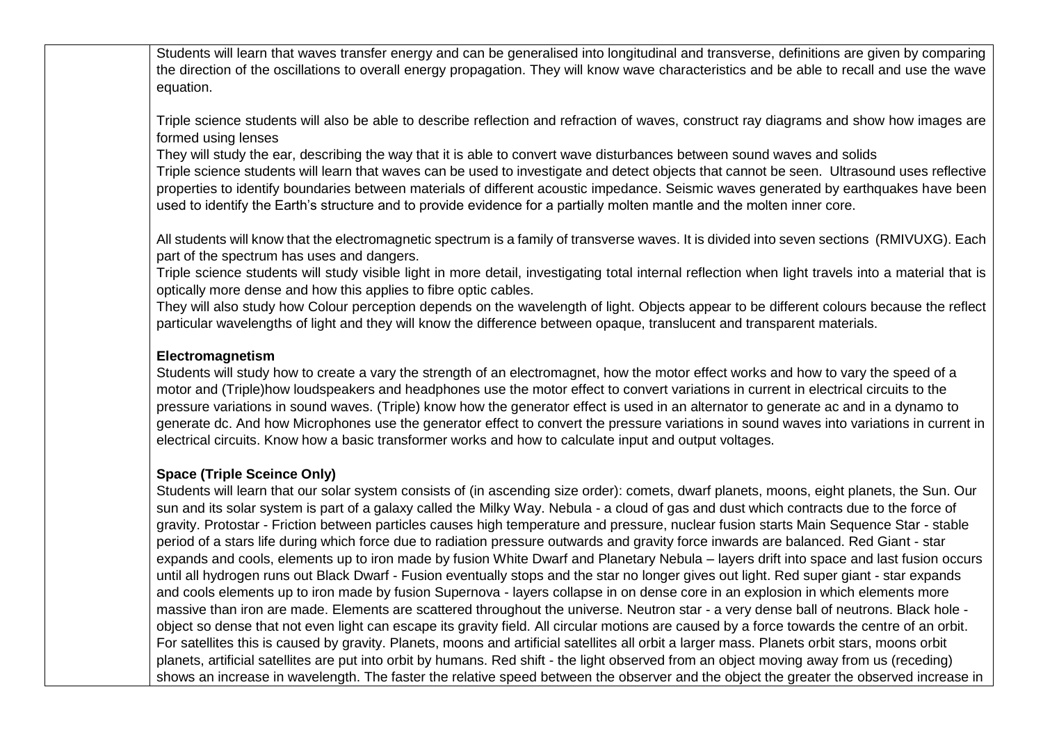| | |
|---|---|
| | Students will learn that waves transfer energy and can be generalised into longitudinal and transverse, definitions are given by comparing the direction of the oscillations to overall energy propagation. They will know wave characteristics and be able to recall and use the wave equation.<br><br>Triple science students will also be able to describe reflection and refraction of waves, construct ray diagrams and show how images are formed using lenses<br>They will study the ear, describing the way that it is able to convert wave disturbances between sound waves and solids<br>Triple science students will learn that waves can be used to investigate and detect objects that cannot be seen. Ultrasound uses reflective properties to identify boundaries between materials of different acoustic impedance. Seismic waves generated by earthquakes have been used to identify the Earth's structure and to provide evidence for a partially molten mantle and the molten inner core.<br><br>All students will know that the electromagnetic spectrum is a family of transverse waves. It is divided into seven sections (RMIVUXG). Each part of the spectrum has uses and dangers.<br>Triple science students will study visible light in more detail, investigating total internal reflection when light travels into a material that is optically more dense and how this applies to fibre optic cables.<br>They will also study how Colour perception depends on the wavelength of light. Objects appear to be different colours because the reflect particular wavelengths of light and they will know the difference between opaque, translucent and transparent materials.<br><br>**Electromagnetism**<br>Students will study how to create a vary the strength of an electromagnet, how the motor effect works and how to vary the speed of a motor and (Triple)how loudspeakers and headphones use the motor effect to convert variations in current in electrical circuits to the pressure variations in sound waves. (Triple) know how the generator effect is used in an alternator to generate ac and in a dynamo to generate dc. And how Microphones use the generator effect to convert the pressure variations in sound waves into variations in current in electrical circuits. Know how a basic transformer works and how to calculate input and output voltages.<br><br>**Space (Triple Sceince Only)**<br>Students will learn that our solar system consists of (in ascending size order): comets, dwarf planets, moons, eight planets, the Sun. Our sun and its solar system is part of a galaxy called the Milky Way. Nebula - a cloud of gas and dust which contracts due to the force of gravity. Protostar - Friction between particles causes high temperature and pressure, nuclear fusion starts Main Sequence Star - stable period of a stars life during which force due to radiation pressure outwards and gravity force inwards are balanced. Red Giant - star expands and cools, elements up to iron made by fusion White Dwarf and Planetary Nebula – layers drift into space and last fusion occurs until all hydrogen runs out Black Dwarf - Fusion eventually stops and the star no longer gives out light. Red super giant - star expands and cools elements up to iron made by fusion Supernova - layers collapse in on dense core in an explosion in which elements more massive than iron are made. Elements are scattered throughout the universe. Neutron star - a very dense ball of neutrons. Black hole - object so dense that not even light can escape its gravity field. All circular motions are caused by a force towards the centre of an orbit. For satellites this is caused by gravity. Planets, moons and artificial satellites all orbit a larger mass. Planets orbit stars, moons orbit planets, artificial satellites are put into orbit by humans. Red shift - the light observed from an object moving away from us (receding) shows an increase in wavelength. The faster the relative speed between the observer and the object the greater the observed increase in |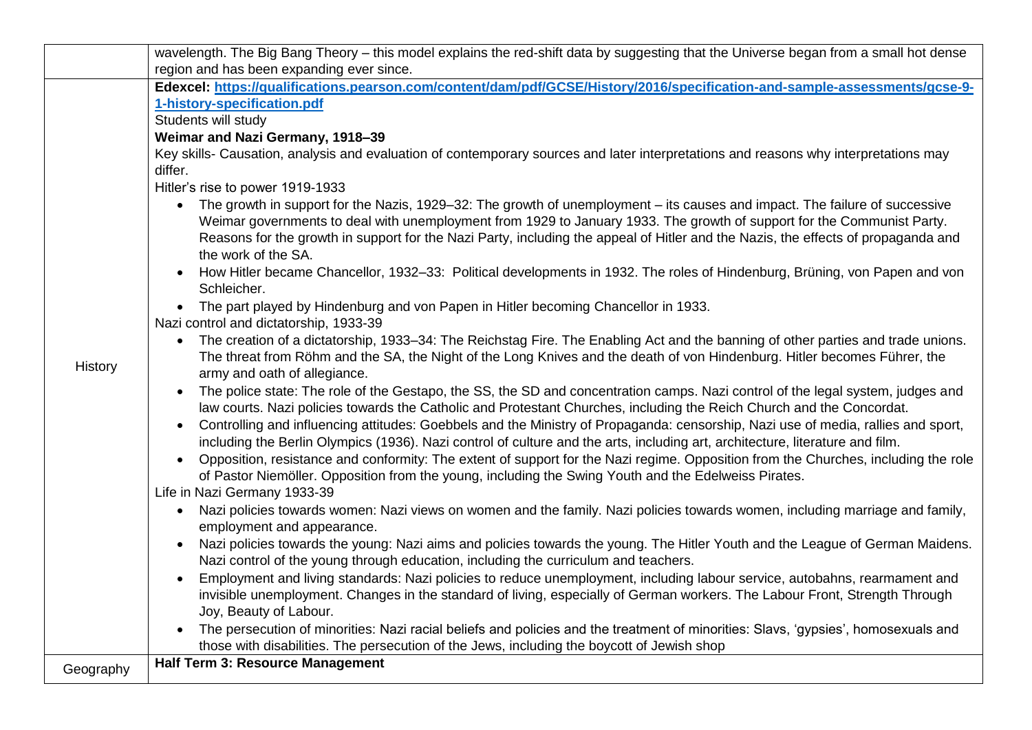| | |
|---|---|
| | wavelength. The Big Bang Theory – this model explains the red-shift data by suggesting that the Universe began from a small hot dense region and has been expanding ever since. |
| History | **Edexcel: [https://qualifications.pearson.com/content/dam/pdf/GCSE/History/2016/specification-and-sample-assessments/gcse-9-1-history-specification.pdf](https://qualifications.pearson.com/content/dam/pdf/GCSE/History/2016/specification-and-sample-assessments/gcse-9-1-history-specification.pdf)**<br>Students will study<br>**Weimar and Nazi Germany, 1918–39**<br>Key skills- Causation, analysis and evaluation of contemporary sources and later interpretations and reasons why interpretations may differ.<br>Hitler's rise to power 1919-1933<br>• The growth in support for the Nazis, 1929–32: The growth of unemployment – its causes and impact. The failure of successive Weimar governments to deal with unemployment from 1929 to January 1933. The growth of support for the Communist Party. Reasons for the growth in support for the Nazi Party, including the appeal of Hitler and the Nazis, the effects of propaganda and the work of the SA.<br>• How Hitler became Chancellor, 1932–33: Political developments in 1932. The roles of Hindenburg, Brüning, von Papen and von Schleicher.<br>• The part played by Hindenburg and von Papen in Hitler becoming Chancellor in 1933.<br>Nazi control and dictatorship, 1933-39<br>• The creation of a dictatorship, 1933–34: The Reichstag Fire. The Enabling Act and the banning of other parties and trade unions. The threat from Röhm and the SA, the Night of the Long Knives and the death of von Hindenburg. Hitler becomes Führer, the army and oath of allegiance.<br>• The police state: The role of the Gestapo, the SS, the SD and concentration camps. Nazi control of the legal system, judges and law courts. Nazi policies towards the Catholic and Protestant Churches, including the Reich Church and the Concordat.<br>• Controlling and influencing attitudes: Goebbels and the Ministry of Propaganda: censorship, Nazi use of media, rallies and sport, including the Berlin Olympics (1936). Nazi control of culture and the arts, including art, architecture, literature and film.<br>• Opposition, resistance and conformity: The extent of support for the Nazi regime. Opposition from the Churches, including the role of Pastor Niemöller. Opposition from the young, including the Swing Youth and the Edelweiss Pirates.<br>Life in Nazi Germany 1933-39<br>• Nazi policies towards women: Nazi views on women and the family. Nazi policies towards women, including marriage and family, employment and appearance.<br>• Nazi policies towards the young: Nazi aims and policies towards the young. The Hitler Youth and the League of German Maidens. Nazi control of the young through education, including the curriculum and teachers.<br>• Employment and living standards: Nazi policies to reduce unemployment, including labour service, autobahns, rearmament and invisible unemployment. Changes in the standard of living, especially of German workers. The Labour Front, Strength Through Joy, Beauty of Labour.<br>• The persecution of minorities: Nazi racial beliefs and policies and the treatment of minorities: Slavs, 'gypsies', homosexuals and those with disabilities. The persecution of the Jews, including the boycott of Jewish shop |
| Geography | **Half Term 3: Resource Management** |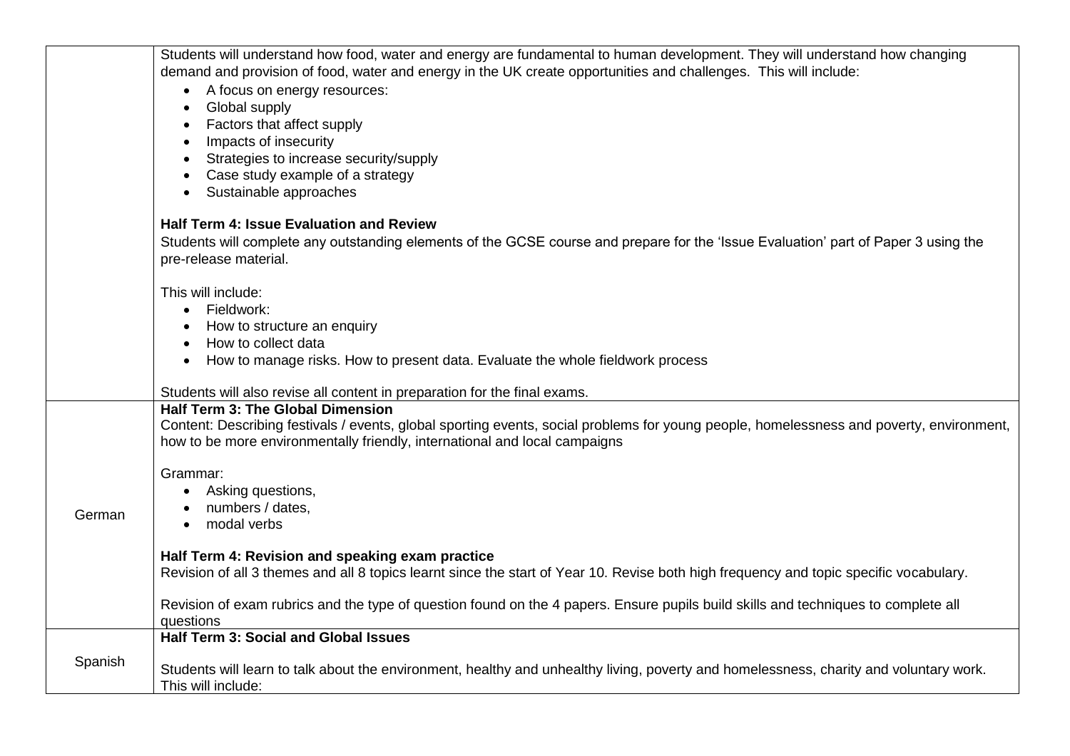| | |
|---|---|
| | Students will understand how food, water and energy are fundamental to human development. They will understand how changing demand and provision of food, water and energy in the UK create opportunities and challenges. This will include:<br>• A focus on energy resources:<br>• Global supply<br>• Factors that affect supply<br>• Impacts of insecurity<br>• Strategies to increase security/supply<br>• Case study example of a strategy<br>• Sustainable approaches<br><br>**Half Term 4: Issue Evaluation and Review**<br>Students will complete any outstanding elements of the GCSE course and prepare for the 'Issue Evaluation' part of Paper 3 using the pre-release material.<br><br>This will include:<br>• Fieldwork:<br>• How to structure an enquiry<br>• How to collect data<br>• How to manage risks. How to present data. Evaluate the whole fieldwork process<br><br>Students will also revise all content in preparation for the final exams. |
| German | **Half Term 3: The Global Dimension**<br>Content: Describing festivals / events, global sporting events, social problems for young people, homelessness and poverty, environment, how to be more environmentally friendly, international and local campaigns<br><br>Grammar:<br>• Asking questions,<br>• numbers / dates,<br>• modal verbs<br><br>**Half Term 4: Revision and speaking exam practice**<br>Revision of all 3 themes and all 8 topics learnt since the start of Year 10. Revise both high frequency and topic specific vocabulary.<br><br>Revision of exam rubrics and the type of question found on the 4 papers. Ensure pupils build skills and techniques to complete all questions |
| Spanish | **Half Term 3: Social and Global Issues**<br><br>Students will learn to talk about the environment, healthy and unhealthy living, poverty and homelessness, charity and voluntary work. This will include: |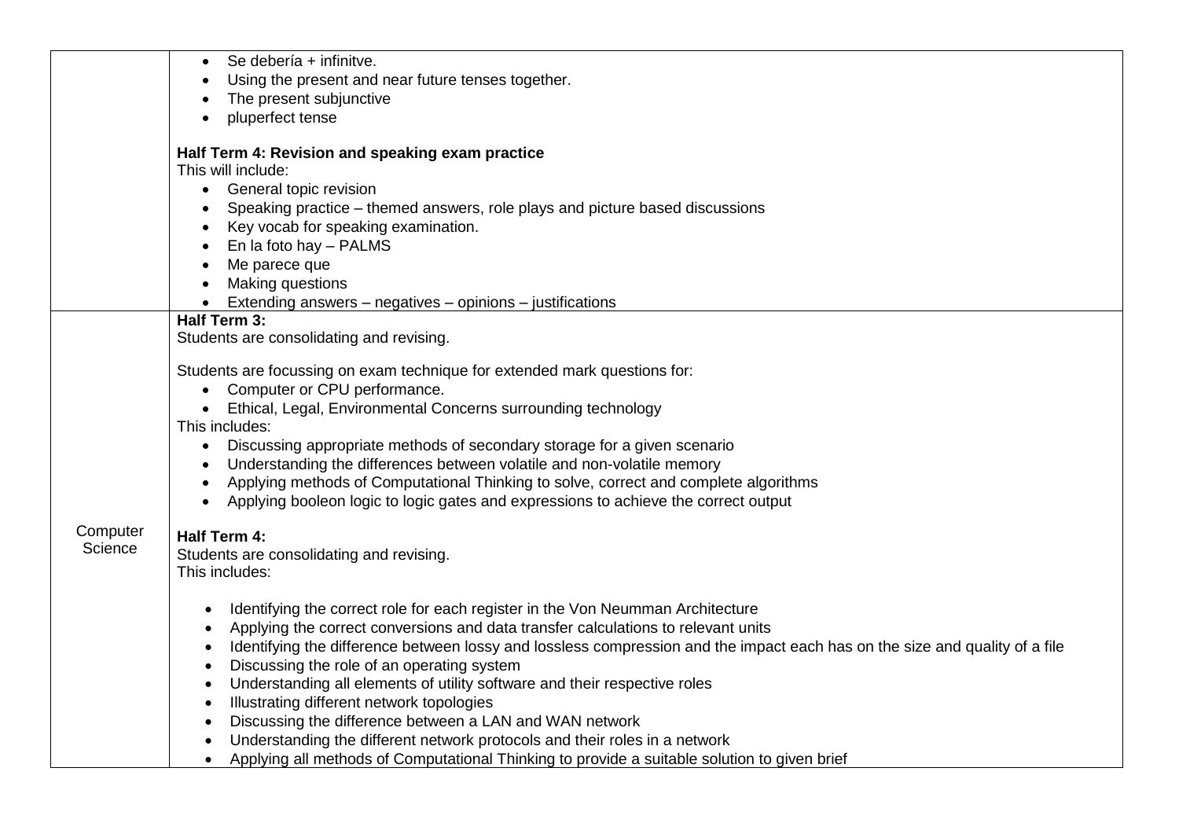| | |
|---|---|
| | <ul><li>Se debería + infinitve.</li><li>Using the present and near future tenses together.</li><li>The present subjunctive</li><li>pluperfect tense</li></ul>**Half Term 4: Revision and speaking exam practice**<br>This will include:<ul><li>General topic revision</li><li>Speaking practice – themed answers, role plays and picture based discussions</li><li>Key vocab for speaking examination.</li><li>En la foto hay – PALMS</li><li>Me parece que</li><li>Making questions</li><li>Extending answers – negatives – opinions – justifications</li></ul> |
| Computer Science | **Half Term 3:**<br>Students are consolidating and revising.<br><br>Students are focussing on exam technique for extended mark questions for:<ul><li>Computer or CPU performance.</li><li>Ethical, Legal, Environmental Concerns surrounding technology</li></ul>This includes:<ul><li>Discussing appropriate methods of secondary storage for a given scenario</li><li>Understanding the differences between volatile and non-volatile memory</li><li>Applying methods of Computational Thinking to solve, correct and complete algorithms</li><li>Applying booleon logic to logic gates and expressions to achieve the correct output</li></ul>**Half Term 4:**<br>Students are consolidating and revising.<br>This includes:<ul><li>Identifying the correct role for each register in the Von Neumman Architecture</li><li>Applying the correct conversions and data transfer calculations to relevant units</li><li>Identifying the difference between lossy and lossless compression and the impact each has on the size and quality of a file</li><li>Discussing the role of an operating system</li><li>Understanding all elements of utility software and their respective roles</li><li>Illustrating different network topologies</li><li>Discussing the difference between a LAN and WAN network</li><li>Understanding the different network protocols and their roles in a network</li><li>Applying all methods of Computational Thinking to provide a suitable solution to given brief</li></ul> |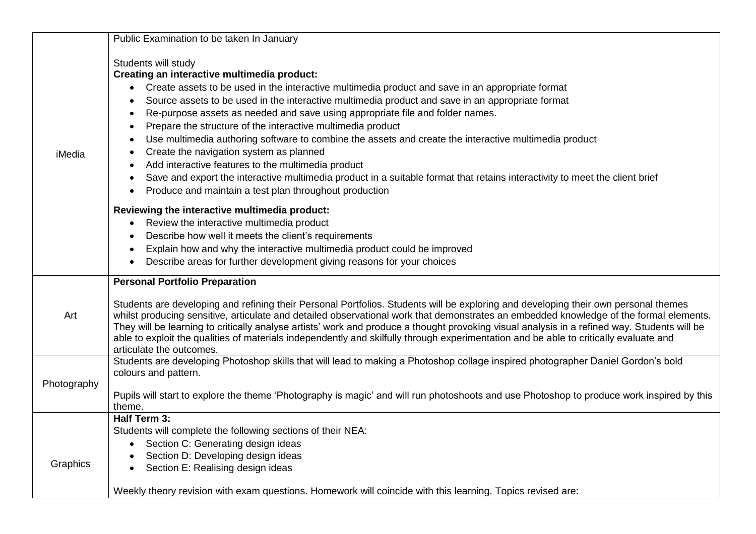| | |
|---|---|
| iMedia | Public Examination to be taken In January<br><br>Students will study<br>**Creating an interactive multimedia product:**<br>• Create assets to be used in the interactive multimedia product and save in an appropriate format<br>• Source assets to be used in the interactive multimedia product and save in an appropriate format<br>• Re-purpose assets as needed and save using appropriate file and folder names.<br>• Prepare the structure of the interactive multimedia product<br>• Use multimedia authoring software to combine the assets and create the interactive multimedia product<br>• Create the navigation system as planned<br>• Add interactive features to the multimedia product<br>• Save and export the interactive multimedia product in a suitable format that retains interactivity to meet the client brief<br>• Produce and maintain a test plan throughout production<br><br>**Reviewing the interactive multimedia product:**<br>• Review the interactive multimedia product<br>• Describe how well it meets the client's requirements<br>• Explain how and why the interactive multimedia product could be improved<br>• Describe areas for further development giving reasons for your choices |
| Art | **Personal Portfolio Preparation**<br><br>Students are developing and refining their Personal Portfolios. Students will be exploring and developing their own personal themes whilst producing sensitive, articulate and detailed observational work that demonstrates an embedded knowledge of the formal elements. They will be learning to critically analyse artists' work and produce a thought provoking visual analysis in a refined way. Students will be able to exploit the qualities of materials independently and skilfully through experimentation and be able to critically evaluate and articulate the outcomes. |
| Photography | Students are developing Photoshop skills that will lead to making a Photoshop collage inspired photographer Daniel Gordon's bold colours and pattern.<br><br>Pupils will start to explore the theme 'Photography is magic' and will run photoshoots and use Photoshop to produce work inspired by this theme. |
| Graphics | **Half Term 3:**<br>Students will complete the following sections of their NEA:<br>• Section C: Generating design ideas<br>• Section D: Developing design ideas<br>• Section E: Realising design ideas<br><br>Weekly theory revision with exam questions. Homework will coincide with this learning. Topics revised are: |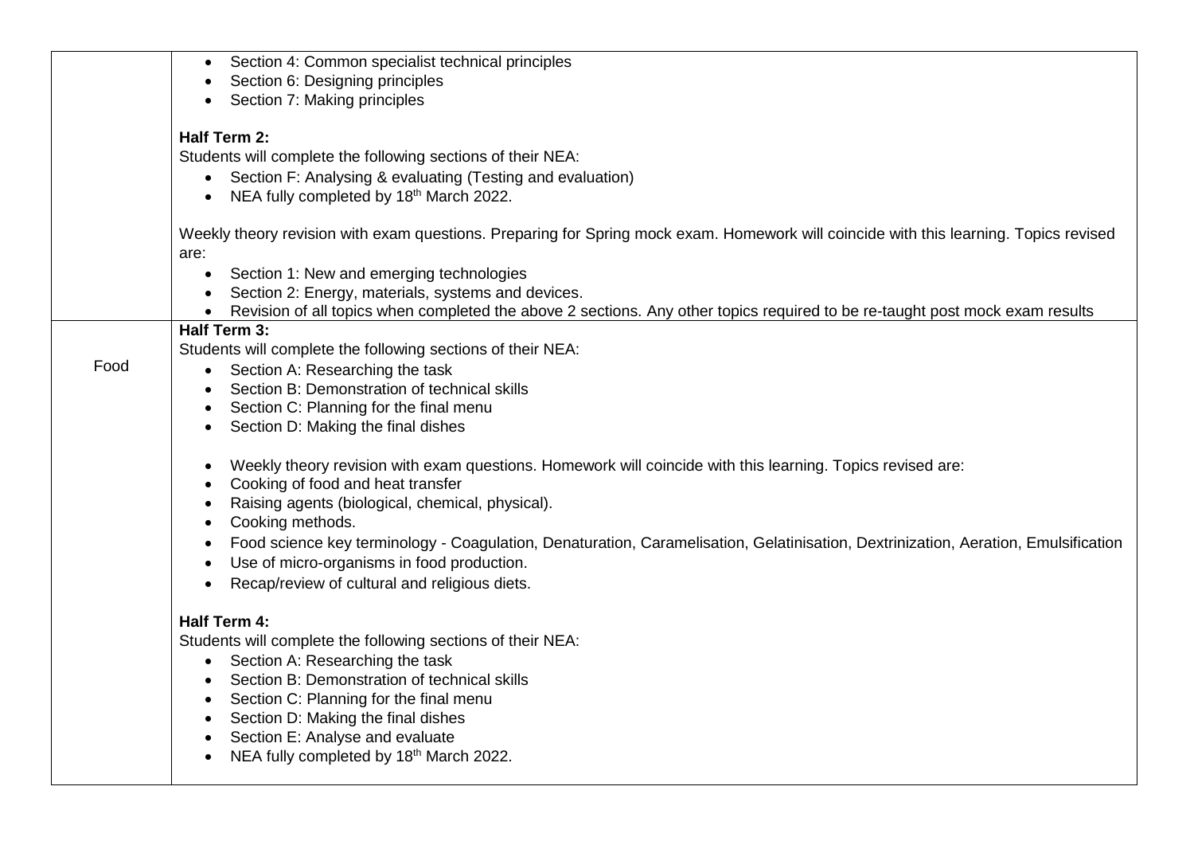| | |
|---|---|
| | • Section 4: Common specialist technical principles<br>• Section 6: Designing principles<br>• Section 7: Making principles<br><br>**Half Term 2:**<br>Students will complete the following sections of their NEA:<br>• Section F: Analysing & evaluating (Testing and evaluation)<br>• NEA fully completed by 18th March 2022.<br><br>Weekly theory revision with exam questions. Preparing for Spring mock exam. Homework will coincide with this learning. Topics revised are:<br>• Section 1: New and emerging technologies<br>• Section 2: Energy, materials, systems and devices.<br>• Revision of all topics when completed the above 2 sections. Any other topics required to be re-taught post mock exam results |
| Food | **Half Term 3:**<br>Students will complete the following sections of their NEA:<br>• Section A: Researching the task<br>• Section B: Demonstration of technical skills<br>• Section C: Planning for the final menu<br>• Section D: Making the final dishes<br><br>• Weekly theory revision with exam questions. Homework will coincide with this learning. Topics revised are:<br>• Cooking of food and heat transfer<br>• Raising agents (biological, chemical, physical).<br>• Cooking methods.<br>• Food science key terminology - Coagulation, Denaturation, Caramelisation, Gelatinisation, Dextrinization, Aeration, Emulsification<br>• Use of micro-organisms in food production.<br>• Recap/review of cultural and religious diets.<br><br>**Half Term 4:**<br>Students will complete the following sections of their NEA:<br>• Section A: Researching the task<br>• Section B: Demonstration of technical skills<br>• Section C: Planning for the final menu<br>• Section D: Making the final dishes<br>• Section E: Analyse and evaluate<br>• NEA fully completed by 18th March 2022. |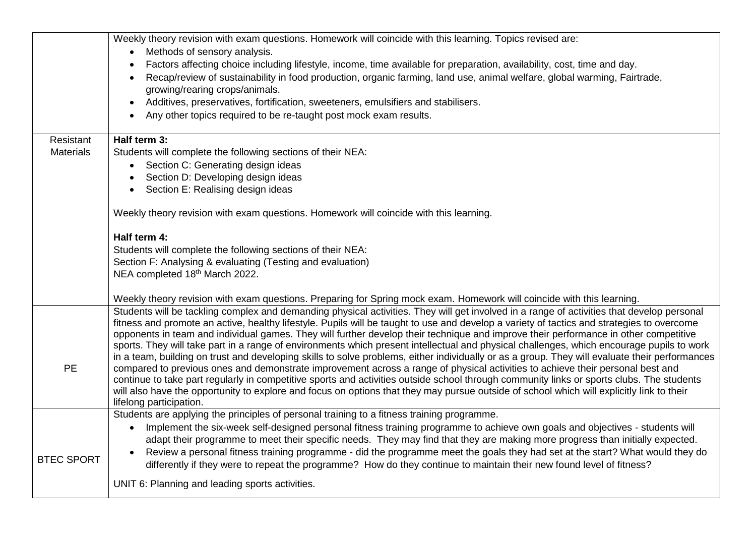| | |
|---|---|
| | Weekly theory revision with exam questions. Homework will coincide with this learning. Topics revised are:<br>• Methods of sensory analysis.<br>• Factors affecting choice including lifestyle, income, time available for preparation, availability, cost, time and day.<br>• Recap/review of sustainability in food production, organic farming, land use, animal welfare, global warming, Fairtrade, growing/rearing crops/animals.<br>• Additives, preservatives, fortification, sweeteners, emulsifiers and stabilisers.<br>• Any other topics required to be re-taught post mock exam results. |
| Resistant Materials | **Half term 3:**<br>Students will complete the following sections of their NEA:<br>• Section C: Generating design ideas<br>• Section D: Developing design ideas<br>• Section E: Realising design ideas<br><br>Weekly theory revision with exam questions. Homework will coincide with this learning.<br><br>**Half term 4:**<br>Students will complete the following sections of their NEA:<br>Section F: Analysing & evaluating (Testing and evaluation)<br>NEA completed 18th March 2022.<br><br>Weekly theory revision with exam questions. Preparing for Spring mock exam. Homework will coincide with this learning. |
| PE | Students will be tackling complex and demanding physical activities. They will get involved in a range of activities that develop personal fitness and promote an active, healthy lifestyle. Pupils will be taught to use and develop a variety of tactics and strategies to overcome opponents in team and individual games. They will further develop their technique and improve their performance in other competitive sports. They will take part in a range of environments which present intellectual and physical challenges, which encourage pupils to work in a team, building on trust and developing skills to solve problems, either individually or as a group. They will evaluate their performances compared to previous ones and demonstrate improvement across a range of physical activities to achieve their personal best and continue to take part regularly in competitive sports and activities outside school through community links or sports clubs. The students will also have the opportunity to explore and focus on options that they may pursue outside of school which will explicitly link to their lifelong participation. |
| BTEC SPORT | Students are applying the principles of personal training to a fitness training programme.<br>• Implement the six-week self-designed personal fitness training programme to achieve own goals and objectives - students will adapt their programme to meet their specific needs. They may find that they are making more progress than initially expected.<br>• Review a personal fitness training programme - did the programme meet the goals they had set at the start? What would they do differently if they were to repeat the programme? How do they continue to maintain their new found level of fitness?<br><br>UNIT 6: Planning and leading sports activities. |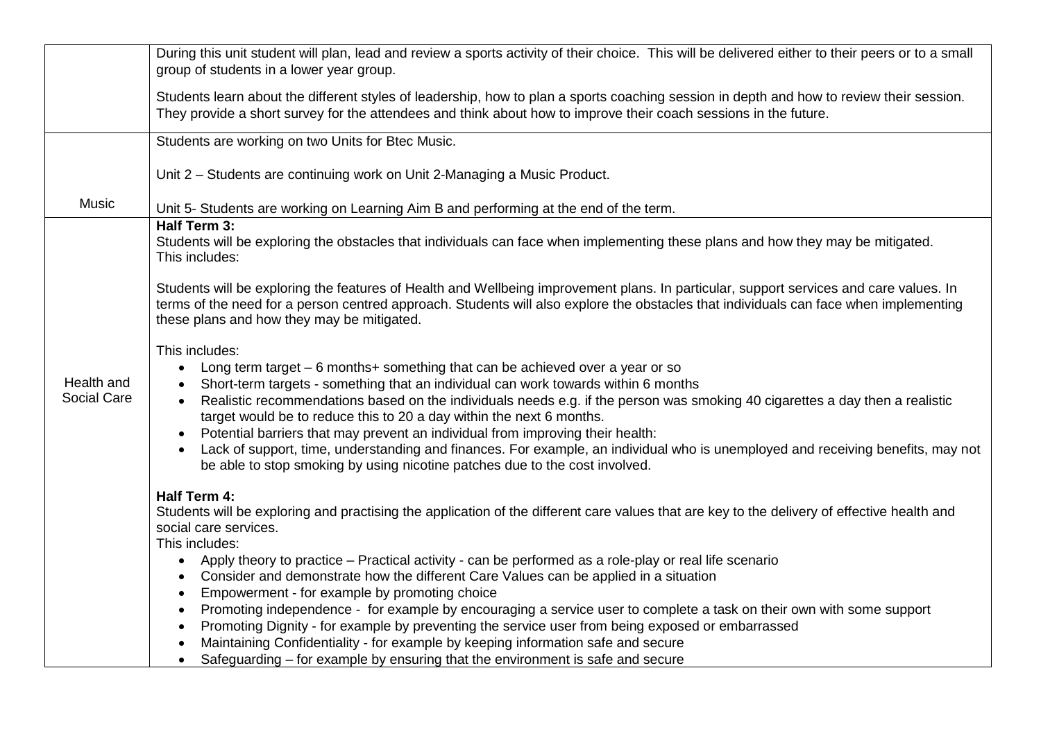| | |
|---|---|
| | During this unit student will plan, lead and review a sports activity of their choice. This will be delivered either to their peers or to a small group of students in a lower year group.<br><br>Students learn about the different styles of leadership, how to plan a sports coaching session in depth and how to review their session. They provide a short survey for the attendees and think about how to improve their coach sessions in the future. |
| Music | Students are working on two Units for Btec Music.<br><br>Unit 2 – Students are continuing work on Unit 2-Managing a Music Product.<br><br>Unit 5- Students are working on Learning Aim B and performing at the end of the term. |
| Health and Social Care | **Half Term 3:**<br>Students will be exploring the obstacles that individuals can face when implementing these plans and how they may be mitigated.<br>This includes:<br><br>Students will be exploring the features of Health and Wellbeing improvement plans. In particular, support services and care values. In terms of the need for a person centred approach. Students will also explore the obstacles that individuals can face when implementing these plans and how they may be mitigated.<br><br>This includes:<br>• Long term target – 6 months+ something that can be achieved over a year or so<br>• Short-term targets - something that an individual can work towards within 6 months<br>• Realistic recommendations based on the individuals needs e.g. if the person was smoking 40 cigarettes a day then a realistic target would be to reduce this to 20 a day within the next 6 months.<br>• Potential barriers that may prevent an individual from improving their health:<br>• Lack of support, time, understanding and finances. For example, an individual who is unemployed and receiving benefits, may not be able to stop smoking by using nicotine patches due to the cost involved.<br><br>**Half Term 4:**<br>Students will be exploring and practising the application of the different care values that are key to the delivery of effective health and social care services.<br>This includes:<br>• Apply theory to practice – Practical activity - can be performed as a role-play or real life scenario<br>• Consider and demonstrate how the different Care Values can be applied in a situation<br>• Empowerment - for example by promoting choice<br>• Promoting independence - for example by encouraging a service user to complete a task on their own with some support<br>• Promoting Dignity - for example by preventing the service user from being exposed or embarrassed<br>• Maintaining Confidentiality - for example by keeping information safe and secure<br>• Safeguarding – for example by ensuring that the environment is safe and secure |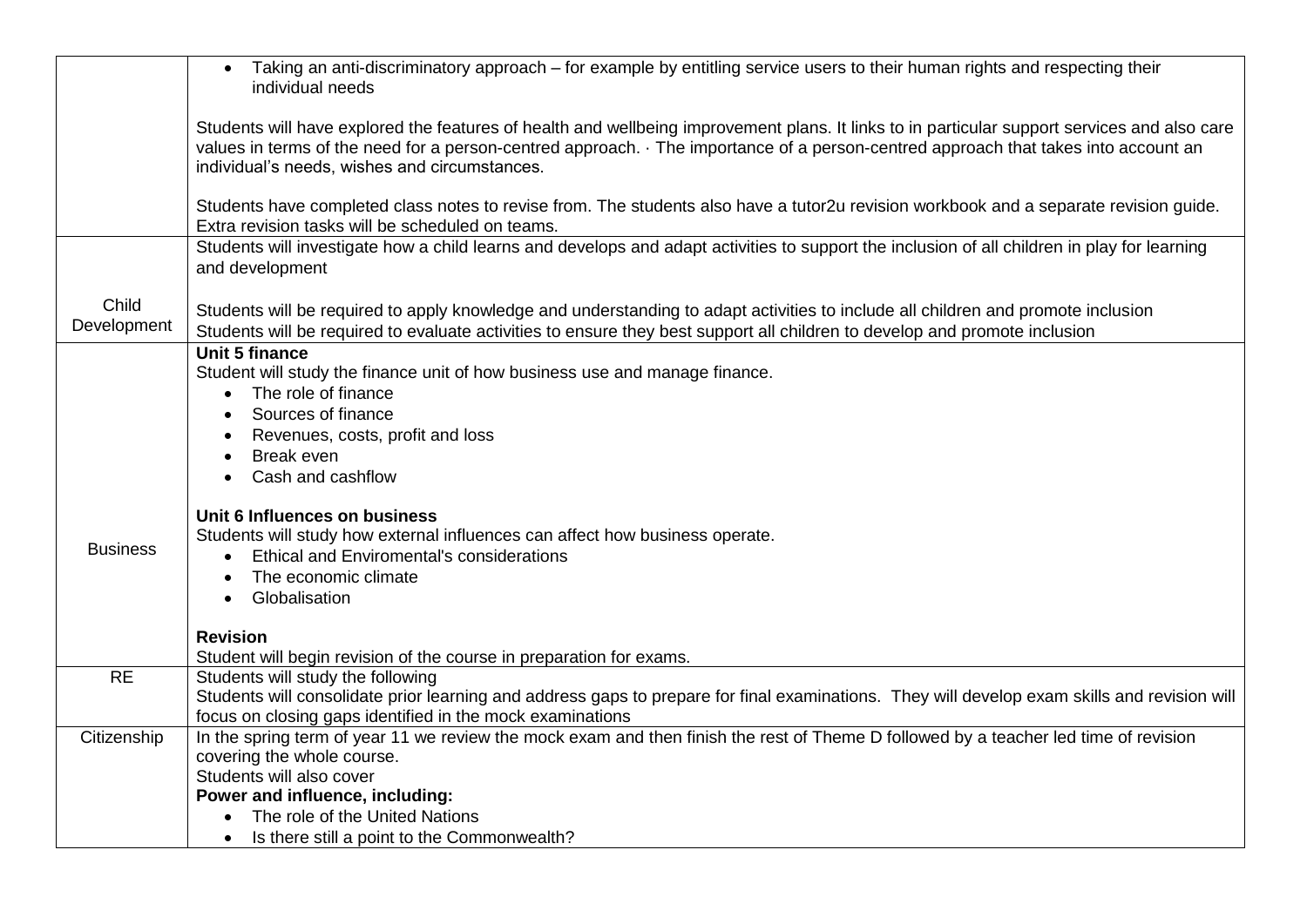| | |
|---|---|
| | • Taking an anti-discriminatory approach – for example by entitling service users to their human rights and respecting their individual needs<br><br>Students will have explored the features of health and wellbeing improvement plans. It links to in particular support services and also care values in terms of the need for a person-centred approach. · The importance of a person-centred approach that takes into account an individual's needs, wishes and circumstances.<br><br>Students have completed class notes to revise from. The students also have a tutor2u revision workbook and a separate revision guide. Extra revision tasks will be scheduled on teams. |
| Child Development | Students will investigate how a child learns and develops and adapt activities to support the inclusion of all children in play for learning and development<br><br>Students will be required to apply knowledge and understanding to adapt activities to include all children and promote inclusion<br>Students will be required to evaluate activities to ensure they best support all children to develop and promote inclusion |
| Business | **Unit 5 finance**<br>Student will study the finance unit of how business use and manage finance.<br>• The role of finance<br>• Sources of finance<br>• Revenues, costs, profit and loss<br>• Break even<br>• Cash and cashflow<br><br>**Unit 6 Influences on business**<br>Students will study how external influences can affect how business operate.<br>• Ethical and Enviromental's considerations<br>• The economic climate<br>• Globalisation<br><br>**Revision**<br>Student will begin revision of the course in preparation for exams. |
| RE | Students will study the following<br>Students will consolidate prior learning and address gaps to prepare for final examinations. They will develop exam skills and revision will focus on closing gaps identified in the mock examinations |
| Citizenship | In the spring term of year 11 we review the mock exam and then finish the rest of Theme D followed by a teacher led time of revision covering the whole course.<br>Students will also cover<br>**Power and influence, including:**<br>• The role of the United Nations<br>• Is there still a point to the Commonwealth? |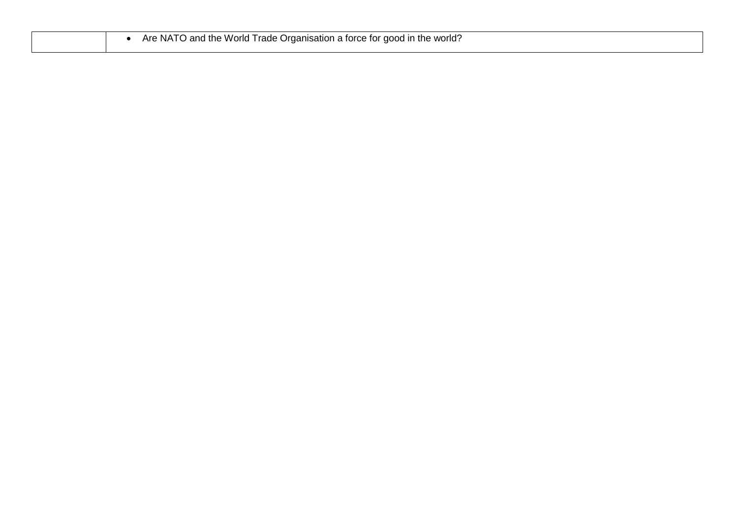| | |
|---|---|
| | • Are NATO and the World Trade Organisation a force for good in the world? |